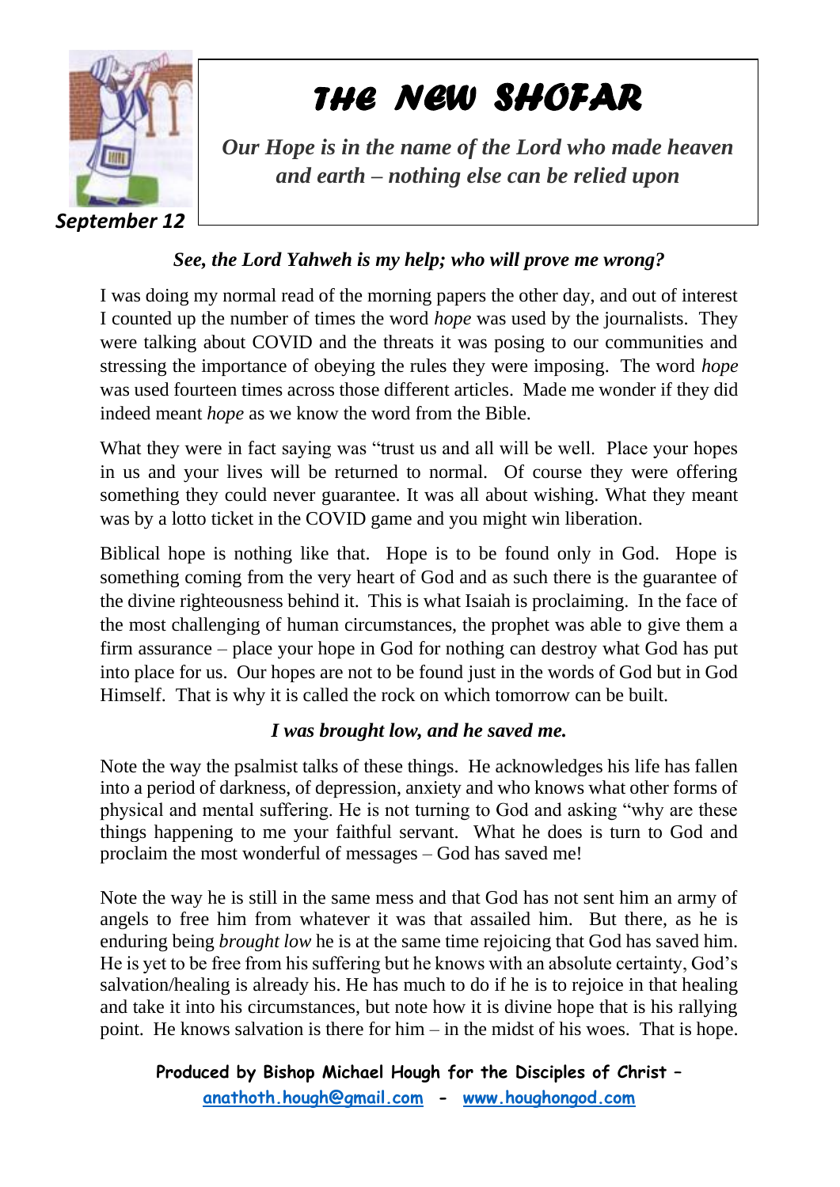# THE NEW SHOFAR

*Our Hope is in the name of the Lord who made heaven and earth – nothing else can be relied upon*

***September 12***

***See, the Lord Yahweh is my help; who will prove me wrong?***

I was doing my normal read of the morning papers the other day, and out of interest I counted up the number of times the word *hope* was used by the journalists. They were talking about COVID and the threats it was posing to our communities and stressing the importance of obeying the rules they were imposing. The word *hope* was used fourteen times across those different articles. Made me wonder if they did indeed meant *hope* as we know the word from the Bible.

What they were in fact saying was "trust us and all will be well. Place your hopes in us and your lives will be returned to normal. Of course they were offering something they could never guarantee. It was all about wishing. What they meant was by a lotto ticket in the COVID game and you might win liberation.

Biblical hope is nothing like that. Hope is to be found only in God. Hope is something coming from the very heart of God and as such there is the guarantee of the divine righteousness behind it. This is what Isaiah is proclaiming. In the face of the most challenging of human circumstances, the prophet was able to give them a firm assurance – place your hope in God for nothing can destroy what God has put into place for us. Our hopes are not to be found just in the words of God but in God Himself. That is why it is called the rock on which tomorrow can be built.

***I was brought low, and he saved me.***

Note the way the psalmist talks of these things. He acknowledges his life has fallen into a period of darkness, of depression, anxiety and who knows what other forms of physical and mental suffering. He is not turning to God and asking "why are these things happening to me your faithful servant. What he does is turn to God and proclaim the most wonderful of messages – God has saved me!

Note the way he is still in the same mess and that God has not sent him an army of angels to free him from whatever it was that assailed him. But there, as he is enduring being *brought low* he is at the same time rejoicing that God has saved him. He is yet to be free from his suffering but he knows with an absolute certainty, God's salvation/healing is already his. He has much to do if he is to rejoice in that healing and take it into his circumstances, but note how it is divine hope that is his rallying point. He knows salvation is there for him – in the midst of his woes. That is hope.

**Produced by Bishop Michael Hough for the Disciples of Christ – [anathoth.hough@gmail.com](mailto:anathoth.hough@gmail.com) - [www.houghongod.com](http://www.houghongod.com)**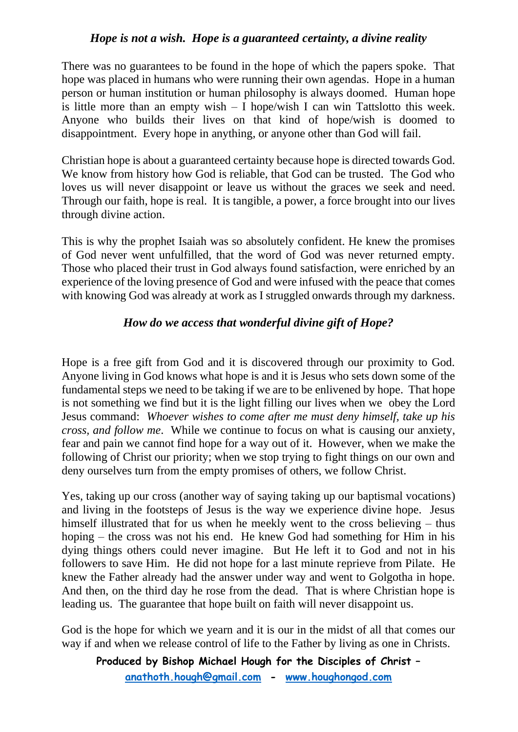### *Hope is not a wish. Hope is a guaranteed certainty, a divine reality*

There was no guarantees to be found in the hope of which the papers spoke. That hope was placed in humans who were running their own agendas. Hope in a human person or human institution or human philosophy is always doomed. Human hope is little more than an empty wish – I hope/wish I can win Tattslotto this week. Anyone who builds their lives on that kind of hope/wish is doomed to disappointment. Every hope in anything, or anyone other than God will fail.

Christian hope is about a guaranteed certainty because hope is directed towards God. We know from history how God is reliable, that God can be trusted. The God who loves us will never disappoint or leave us without the graces we seek and need. Through our faith, hope is real. It is tangible, a power, a force brought into our lives through divine action.

This is why the prophet Isaiah was so absolutely confident. He knew the promises of God never went unfulfilled, that the word of God was never returned empty. Those who placed their trust in God always found satisfaction, were enriched by an experience of the loving presence of God and were infused with the peace that comes with knowing God was already at work as I struggled onwards through my darkness.

### *How do we access that wonderful divine gift of Hope?*

Hope is a free gift from God and it is discovered through our proximity to God. Anyone living in God knows what hope is and it is Jesus who sets down some of the fundamental steps we need to be taking if we are to be enlivened by hope. That hope is not something we find but it is the light filling our lives when we obey the Lord Jesus command: *Whoever wishes to come after me must deny himself, take up his cross, and follow me*. While we continue to focus on what is causing our anxiety, fear and pain we cannot find hope for a way out of it. However, when we make the following of Christ our priority; when we stop trying to fight things on our own and deny ourselves turn from the empty promises of others, we follow Christ.

Yes, taking up our cross (another way of saying taking up our baptismal vocations) and living in the footsteps of Jesus is the way we experience divine hope. Jesus himself illustrated that for us when he meekly went to the cross believing – thus hoping – the cross was not his end. He knew God had something for Him in his dying things others could never imagine. But He left it to God and not in his followers to save Him. He did not hope for a last minute reprieve from Pilate. He knew the Father already had the answer under way and went to Golgotha in hope. And then, on the third day he rose from the dead. That is where Christian hope is leading us. The guarantee that hope built on faith will never disappoint us.

God is the hope for which we yearn and it is our in the midst of all that comes our way if and when we release control of life to the Father by living as one in Christs.

**Produced by Bishop Michael Hough for the Disciples of Christ –**
**anathoth.hough@gmail.com - www.houghongod.com**